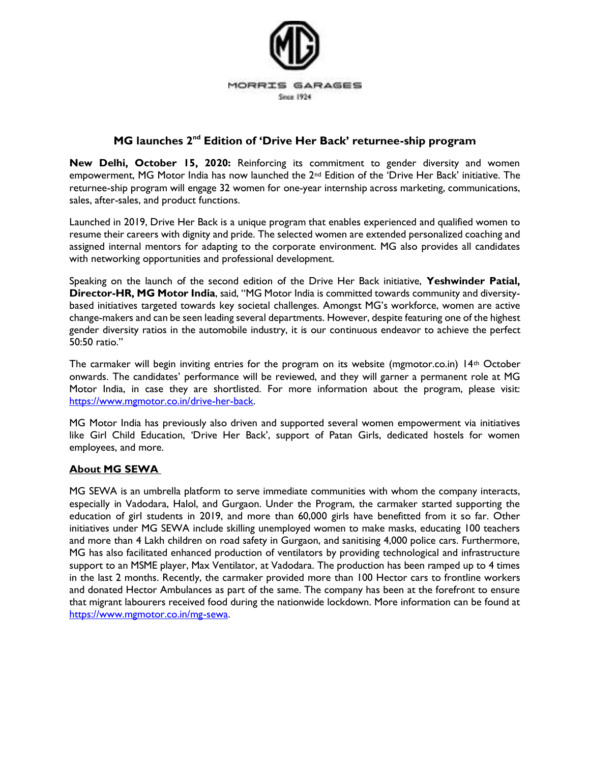MORRIS GARAGES

Since 1924

# MG launches 2nd Edition of 'Drive Her Back' returnee-ship program

**New Delhi, October 15, 2020:** Reinforcing its commitment to gender diversity and women empowerment, MG Motor India has now launched the 2nd Edition of the 'Drive Her Back' initiative. The returnee-ship program will engage 32 women for one-year internship across marketing, communications, sales, after-sales, and product functions.

Launched in 2019, Drive Her Back is a unique program that enables experienced and qualified women to resume their careers with dignity and pride. The selected women are extended personalized coaching and assigned internal mentors for adapting to the corporate environment. MG also provides all candidates with networking opportunities and professional development.

Speaking on the launch of the second edition of the Drive Her Back initiative, **Yeshwinder Patial, Director-HR, MG Motor India**, said, "MG Motor India is committed towards community and diversity-based initiatives targeted towards key societal challenges. Amongst MG's workforce, women are active change-makers and can be seen leading several departments. However, despite featuring one of the highest gender diversity ratios in the automobile industry, it is our continuous endeavor to achieve the perfect 50:50 ratio."

The carmaker will begin inviting entries for the program on its website (mgmotor.co.in) 14th October onwards. The candidates' performance will be reviewed, and they will garner a permanent role at MG Motor India, in case they are shortlisted. For more information about the program, please visit: https://www.mgmotor.co.in/drive-her-back.

MG Motor India has previously also driven and supported several women empowerment via initiatives like Girl Child Education, 'Drive Her Back', support of Patan Girls, dedicated hostels for women employees, and more.

## About MG SEWA

MG SEWA is an umbrella platform to serve immediate communities with whom the company interacts, especially in Vadodara, Halol, and Gurgaon. Under the Program, the carmaker started supporting the education of girl students in 2019, and more than 60,000 girls have benefitted from it so far. Other initiatives under MG SEWA include skilling unemployed women to make masks, educating 100 teachers and more than 4 Lakh children on road safety in Gurgaon, and sanitising 4,000 police cars. Furthermore, MG has also facilitated enhanced production of ventilators by providing technological and infrastructure support to an MSME player, Max Ventilator, at Vadodara. The production has been ramped up to 4 times in the last 2 months. Recently, the carmaker provided more than 100 Hector cars to frontline workers and donated Hector Ambulances as part of the same. The company has been at the forefront to ensure that migrant labourers received food during the nationwide lockdown. More information can be found at https://www.mgmotor.co.in/mg-sewa.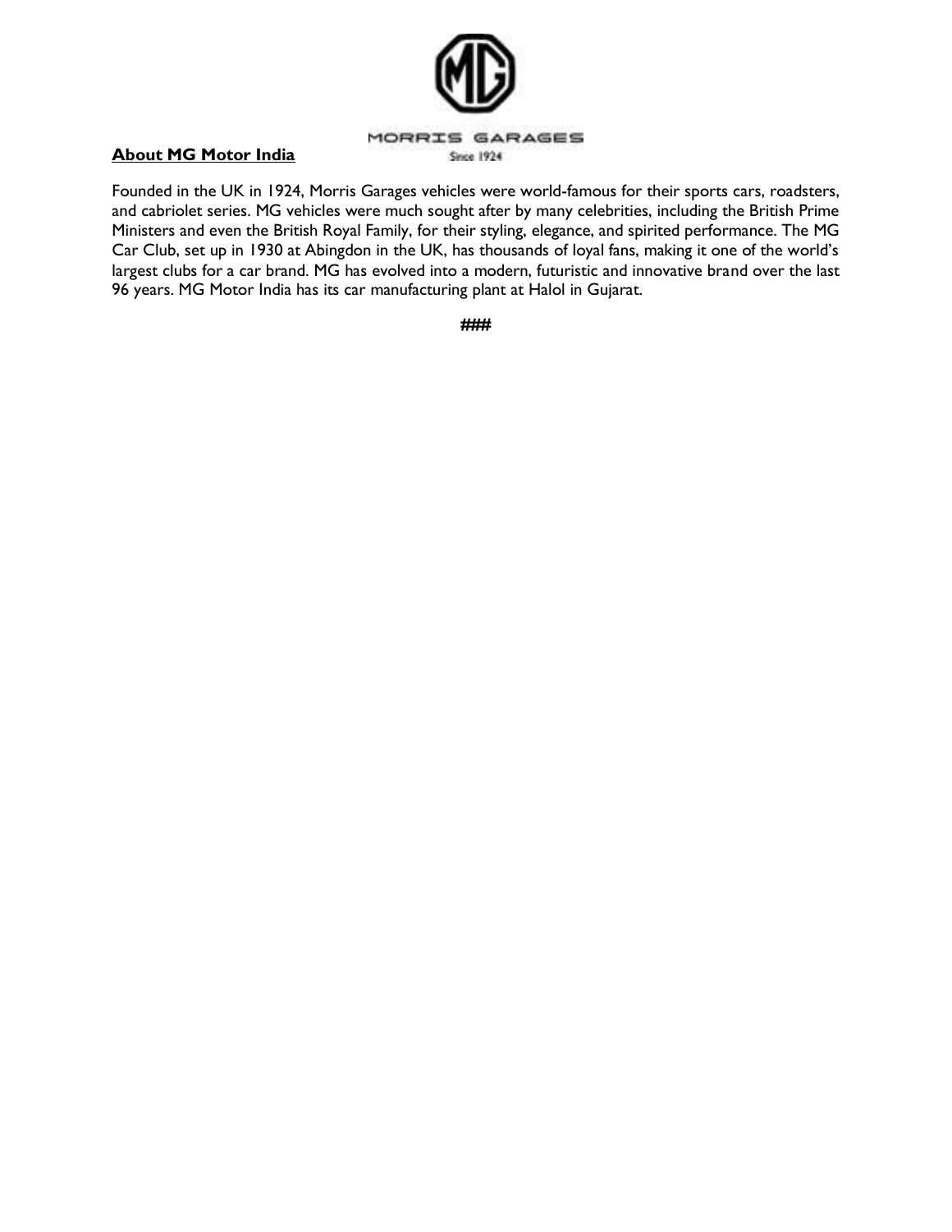MORRIS GARAGES

Since 1924

**About MG Motor India**

Founded in the UK in 1924, Morris Garages vehicles were world-famous for their sports cars, roadsters, and cabriolet series. MG vehicles were much sought after by many celebrities, including the British Prime Ministers and even the British Royal Family, for their styling, elegance, and spirited performance. The MG Car Club, set up in 1930 at Abingdon in the UK, has thousands of loyal fans, making it one of the world's largest clubs for a car brand. MG has evolved into a modern, futuristic and innovative brand over the last 96 years. MG Motor India has its car manufacturing plant at Halol in Gujarat.

###